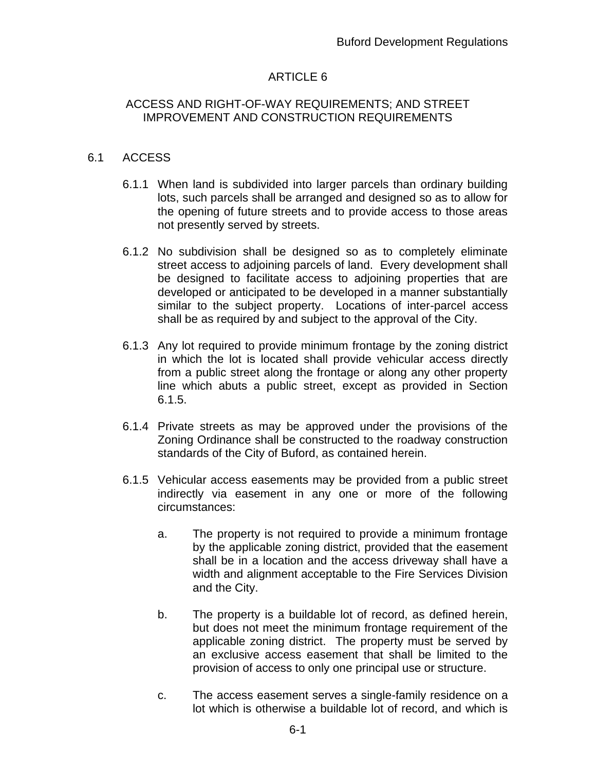# ARTICLE 6

## ACCESS AND RIGHT-OF-WAY REQUIREMENTS; AND STREET IMPROVEMENT AND CONSTRUCTION REQUIREMENTS

### 6.1 ACCESS

6.1.1 When land is subdivided into larger parcels than ordinary building lots, such parcels shall be arranged and designed so as to allow for the opening of future streets and to provide access to those areas not presently served by streets.

6.1.2 No subdivision shall be designed so as to completely eliminate street access to adjoining parcels of land. Every development shall be designed to facilitate access to adjoining properties that are developed or anticipated to be developed in a manner substantially similar to the subject property. Locations of inter-parcel access shall be as required by and subject to the approval of the City.

6.1.3 Any lot required to provide minimum frontage by the zoning district in which the lot is located shall provide vehicular access directly from a public street along the frontage or along any other property line which abuts a public street, except as provided in Section 6.1.5.

6.1.4 Private streets as may be approved under the provisions of the Zoning Ordinance shall be constructed to the roadway construction standards of the City of Buford, as contained herein.

6.1.5 Vehicular access easements may be provided from a public street indirectly via easement in any one or more of the following circumstances:

a. The property is not required to provide a minimum frontage by the applicable zoning district, provided that the easement shall be in a location and the access driveway shall have a width and alignment acceptable to the Fire Services Division and the City.

b. The property is a buildable lot of record, as defined herein, but does not meet the minimum frontage requirement of the applicable zoning district. The property must be served by an exclusive access easement that shall be limited to the provision of access to only one principal use or structure.

c. The access easement serves a single-family residence on a lot which is otherwise a buildable lot of record, and which is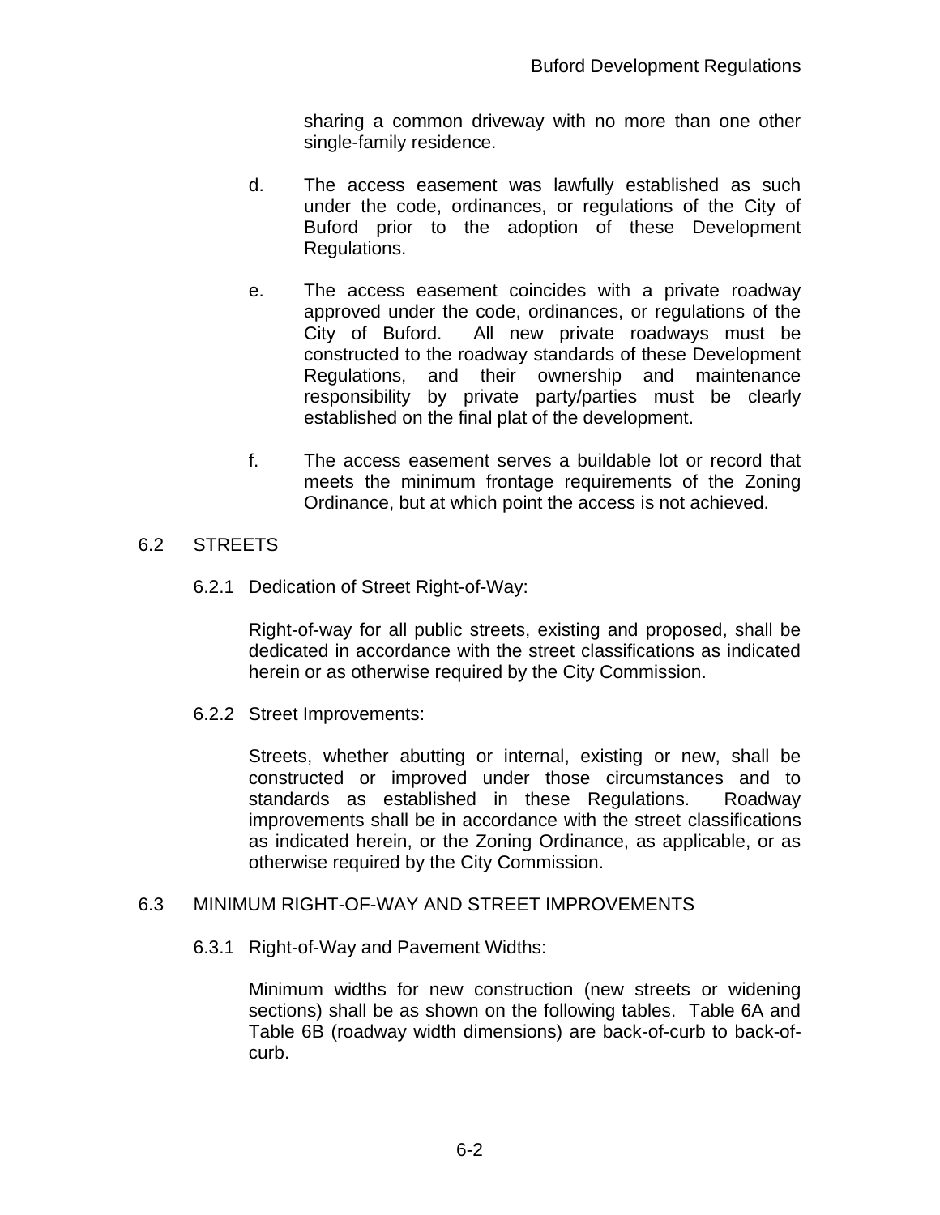sharing a common driveway with no more than one other single-family residence.

d. The access easement was lawfully established as such under the code, ordinances, or regulations of the City of Buford prior to the adoption of these Development Regulations.

e. The access easement coincides with a private roadway approved under the code, ordinances, or regulations of the City of Buford. All new private roadways must be constructed to the roadway standards of these Development Regulations, and their ownership and maintenance responsibility by private party/parties must be clearly established on the final plat of the development.

f. The access easement serves a buildable lot or record that meets the minimum frontage requirements of the Zoning Ordinance, but at which point the access is not achieved.

## 6.2 STREETS

### 6.2.1 Dedication of Street Right-of-Way:

Right-of-way for all public streets, existing and proposed, shall be dedicated in accordance with the street classifications as indicated herein or as otherwise required by the City Commission.

### 6.2.2 Street Improvements:

Streets, whether abutting or internal, existing or new, shall be constructed or improved under those circumstances and to standards as established in these Regulations. Roadway improvements shall be in accordance with the street classifications as indicated herein, or the Zoning Ordinance, as applicable, or as otherwise required by the City Commission.

## 6.3 MINIMUM RIGHT-OF-WAY AND STREET IMPROVEMENTS

### 6.3.1 Right-of-Way and Pavement Widths:

Minimum widths for new construction (new streets or widening sections) shall be as shown on the following tables. Table 6A and Table 6B (roadway width dimensions) are back-of-curb to back-of-curb.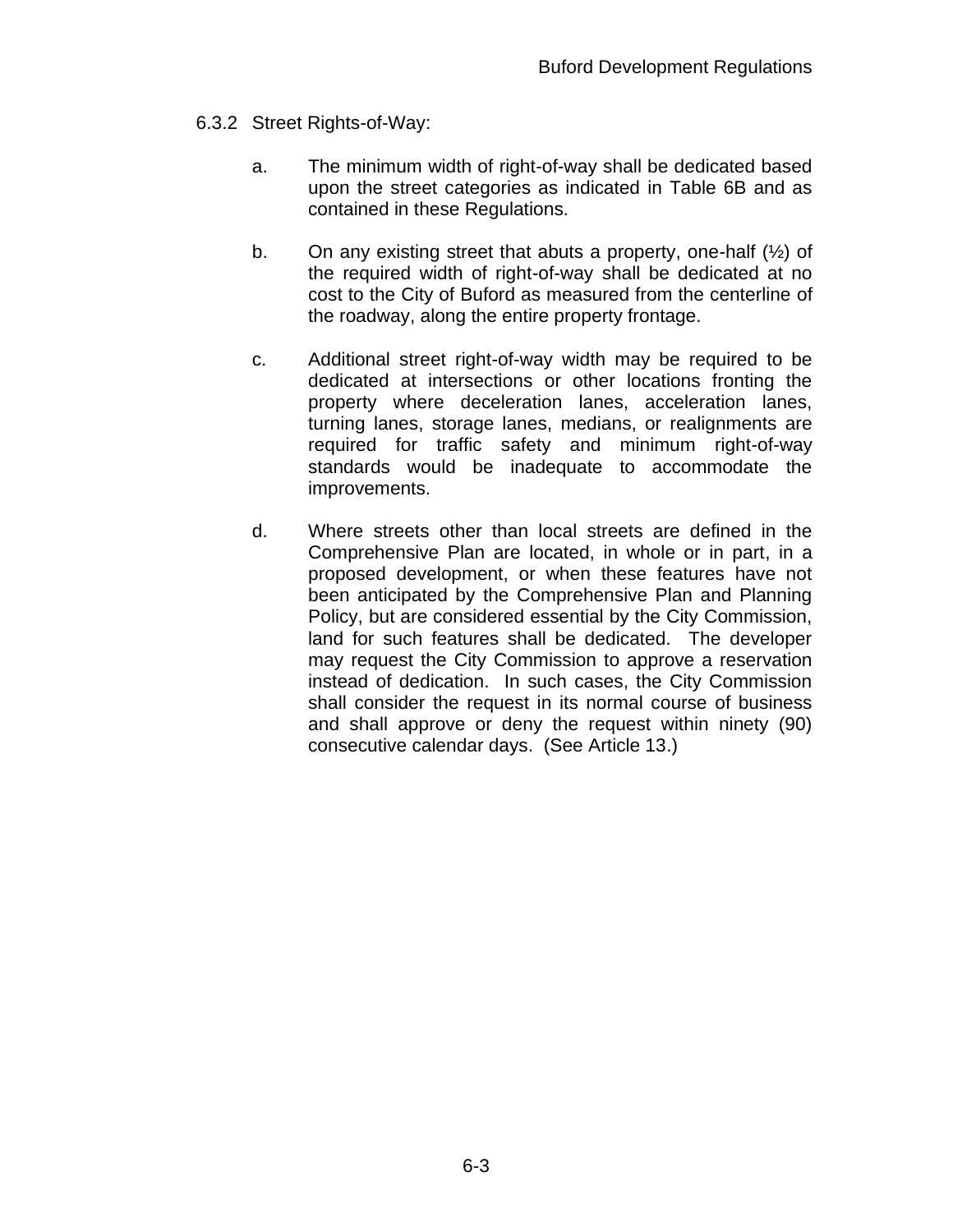6.3.2 Street Rights-of-Way:

a. The minimum width of right-of-way shall be dedicated based upon the street categories as indicated in Table 6B and as contained in these Regulations.

b. On any existing street that abuts a property, one-half (½) of the required width of right-of-way shall be dedicated at no cost to the City of Buford as measured from the centerline of the roadway, along the entire property frontage.

c. Additional street right-of-way width may be required to be dedicated at intersections or other locations fronting the property where deceleration lanes, acceleration lanes, turning lanes, storage lanes, medians, or realignments are required for traffic safety and minimum right-of-way standards would be inadequate to accommodate the improvements.

d. Where streets other than local streets are defined in the Comprehensive Plan are located, in whole or in part, in a proposed development, or when these features have not been anticipated by the Comprehensive Plan and Planning Policy, but are considered essential by the City Commission, land for such features shall be dedicated. The developer may request the City Commission to approve a reservation instead of dedication. In such cases, the City Commission shall consider the request in its normal course of business and shall approve or deny the request within ninety (90) consecutive calendar days. (See Article 13.)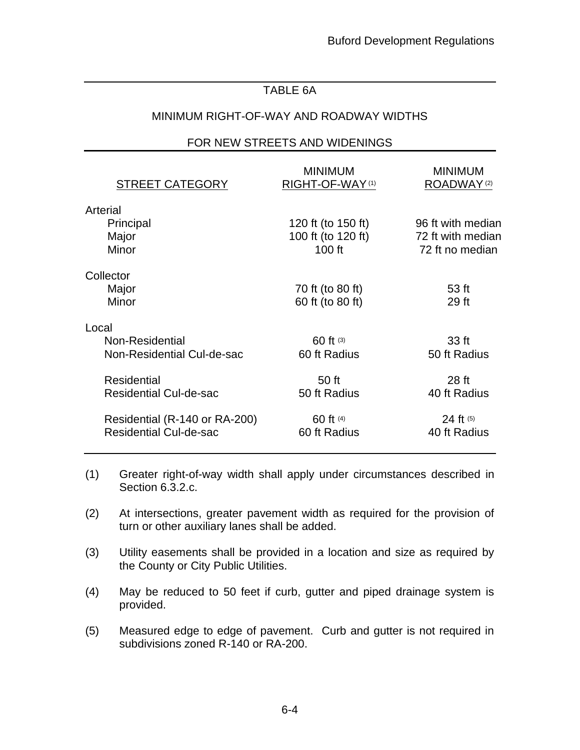## TABLE 6A

### MINIMUM RIGHT-OF-WAY AND ROADWAY WIDTHS

### FOR NEW STREETS AND WIDENINGS

| STREET CATEGORY | MINIMUM RIGHT-OF-WAY (1) | MINIMUM ROADWAY (2) |
|---|---|---|
| **Arterial** | | |
| Principal | 120 ft (to 150 ft) | 96 ft with median |
| Major | 100 ft (to 120 ft) | 72 ft with median |
| Minor | 100 ft | 72 ft no median |
| **Collector** | | |
| Major | 70 ft (to 80 ft) | 53 ft |
| Minor | 60 ft (to 80 ft) | 29 ft |
| **Local** | | |
| Non-Residential | 60 ft (3) | 33 ft |
| Non-Residential Cul-de-sac | 60 ft Radius | 50 ft Radius |
| Residential | 50 ft | 28 ft |
| Residential Cul-de-sac | 50 ft Radius | 40 ft Radius |
| Residential (R-140 or RA-200) | 60 ft (4) | 24 ft (5) |
| Residential Cul-de-sac | 60 ft Radius | 40 ft Radius |

(1) Greater right-of-way width shall apply under circumstances described in Section 6.3.2.c.

(2) At intersections, greater pavement width as required for the provision of turn or other auxiliary lanes shall be added.

(3) Utility easements shall be provided in a location and size as required by the County or City Public Utilities.

(4) May be reduced to 50 feet if curb, gutter and piped drainage system is provided.

(5) Measured edge to edge of pavement. Curb and gutter is not required in subdivisions zoned R-140 or RA-200.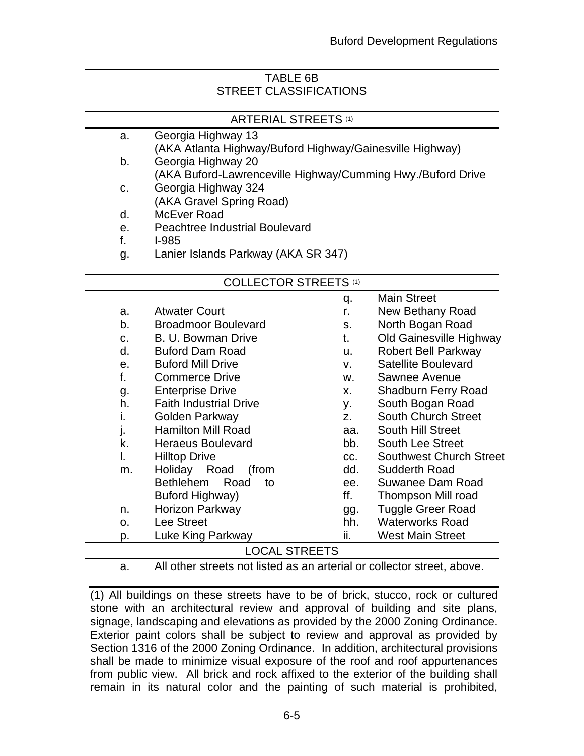## TABLE 6B
## STREET CLASSIFICATIONS

### ARTERIAL STREETS (1)

a. Georgia Highway 13
(AKA Atlanta Highway/Buford Highway/Gainesville Highway)

b. Georgia Highway 20
(AKA Buford-Lawrenceville Highway/Cumming Hwy./Buford Drive

c. Georgia Highway 324
(AKA Gravel Spring Road)

d. McEver Road

e. Peachtree Industrial Boulevard

f. I-985

g. Lanier Islands Parkway (AKA SR 347)

### COLLECTOR STREETS (1)

a. Atwater Court
b. Broadmoor Boulevard
c. B. U. Bowman Drive
d. Buford Dam Road
e. Buford Mill Drive
f. Commerce Drive
g. Enterprise Drive
h. Faith Industrial Drive
i. Golden Parkway
j. Hamilton Mill Road
k. Heraeus Boulevard
l. Hilltop Drive
m. Holiday Road (from Bethlehem Road to Buford Highway)
n. Horizon Parkway
o. Lee Street
p. Luke King Parkway
q. Main Street
r. New Bethany Road
s. North Bogan Road
t. Old Gainesville Highway
u. Robert Bell Parkway
v. Satellite Boulevard
w. Sawnee Avenue
x. Shadburn Ferry Road
y. South Bogan Road
z. South Church Street
aa. South Hill Street
bb. South Lee Street
cc. Southwest Church Street
dd. Sudderth Road
ee. Suwanee Dam Road
ff. Thompson Mill road
gg. Tuggle Greer Road
hh. Waterworks Road
ii. West Main Street

### LOCAL STREETS

a. All other streets not listed as an arterial or collector street, above.

(1) All buildings on these streets have to be of brick, stucco, rock or cultured stone with an architectural review and approval of building and site plans, signage, landscaping and elevations as provided by the 2000 Zoning Ordinance. Exterior paint colors shall be subject to review and approval as provided by Section 1316 of the 2000 Zoning Ordinance. In addition, architectural provisions shall be made to minimize visual exposure of the roof and roof appurtenances from public view. All brick and rock affixed to the exterior of the building shall remain in its natural color and the painting of such material is prohibited,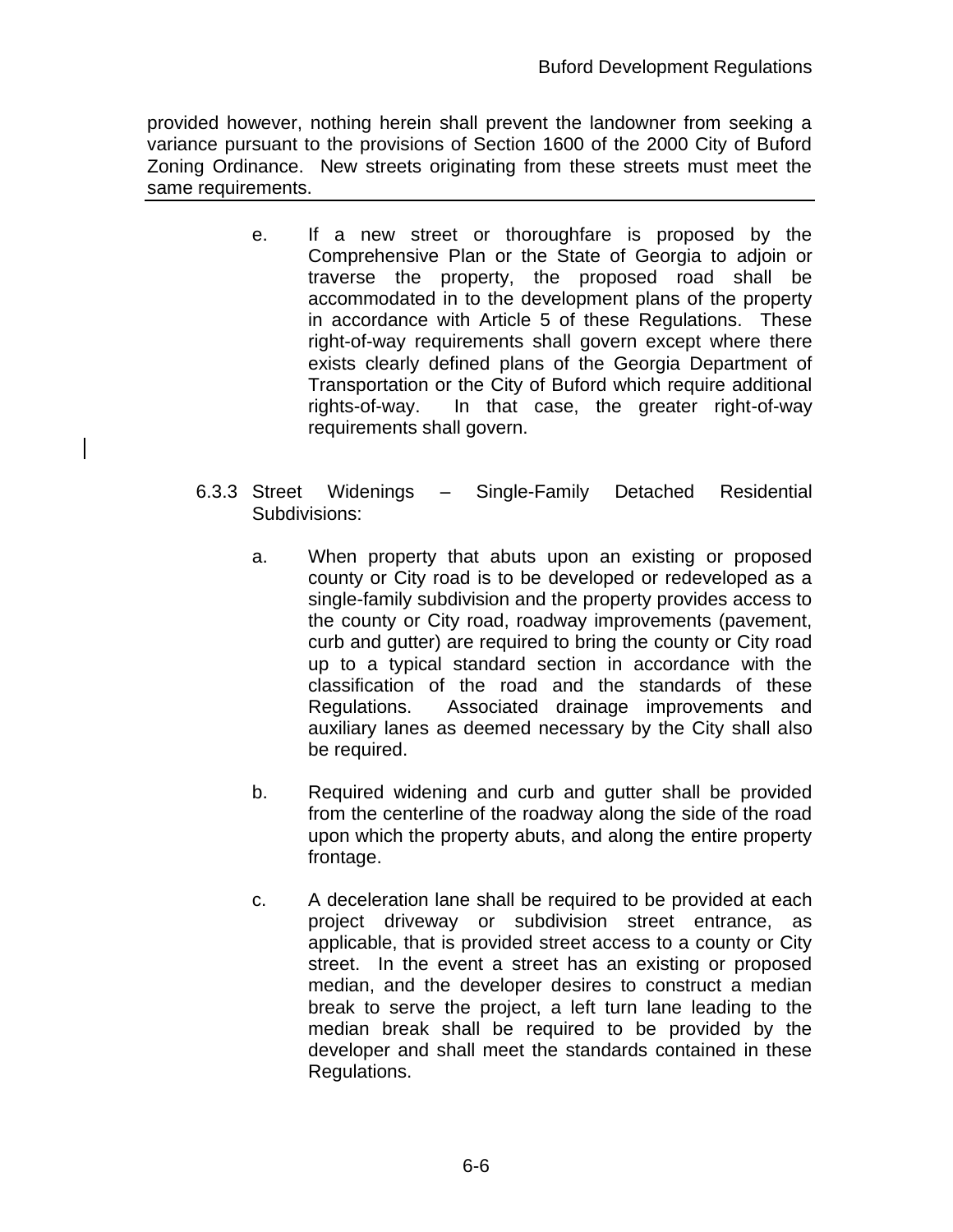provided however, nothing herein shall prevent the landowner from seeking a variance pursuant to the provisions of Section 1600 of the 2000 City of Buford Zoning Ordinance. New streets originating from these streets must meet the same requirements.

e. If a new street or thoroughfare is proposed by the Comprehensive Plan or the State of Georgia to adjoin or traverse the property, the proposed road shall be accommodated in to the development plans of the property in accordance with Article 5 of these Regulations. These right-of-way requirements shall govern except where there exists clearly defined plans of the Georgia Department of Transportation or the City of Buford which require additional rights-of-way. In that case, the greater right-of-way requirements shall govern.

6.3.3 Street Widenings – Single-Family Detached Residential Subdivisions:

a. When property that abuts upon an existing or proposed county or City road is to be developed or redeveloped as a single-family subdivision and the property provides access to the county or City road, roadway improvements (pavement, curb and gutter) are required to bring the county or City road up to a typical standard section in accordance with the classification of the road and the standards of these Regulations. Associated drainage improvements and auxiliary lanes as deemed necessary by the City shall also be required.

b. Required widening and curb and gutter shall be provided from the centerline of the roadway along the side of the road upon which the property abuts, and along the entire property frontage.

c. A deceleration lane shall be required to be provided at each project driveway or subdivision street entrance, as applicable, that is provided street access to a county or City street. In the event a street has an existing or proposed median, and the developer desires to construct a median break to serve the project, a left turn lane leading to the median break shall be required to be provided by the developer and shall meet the standards contained in these Regulations.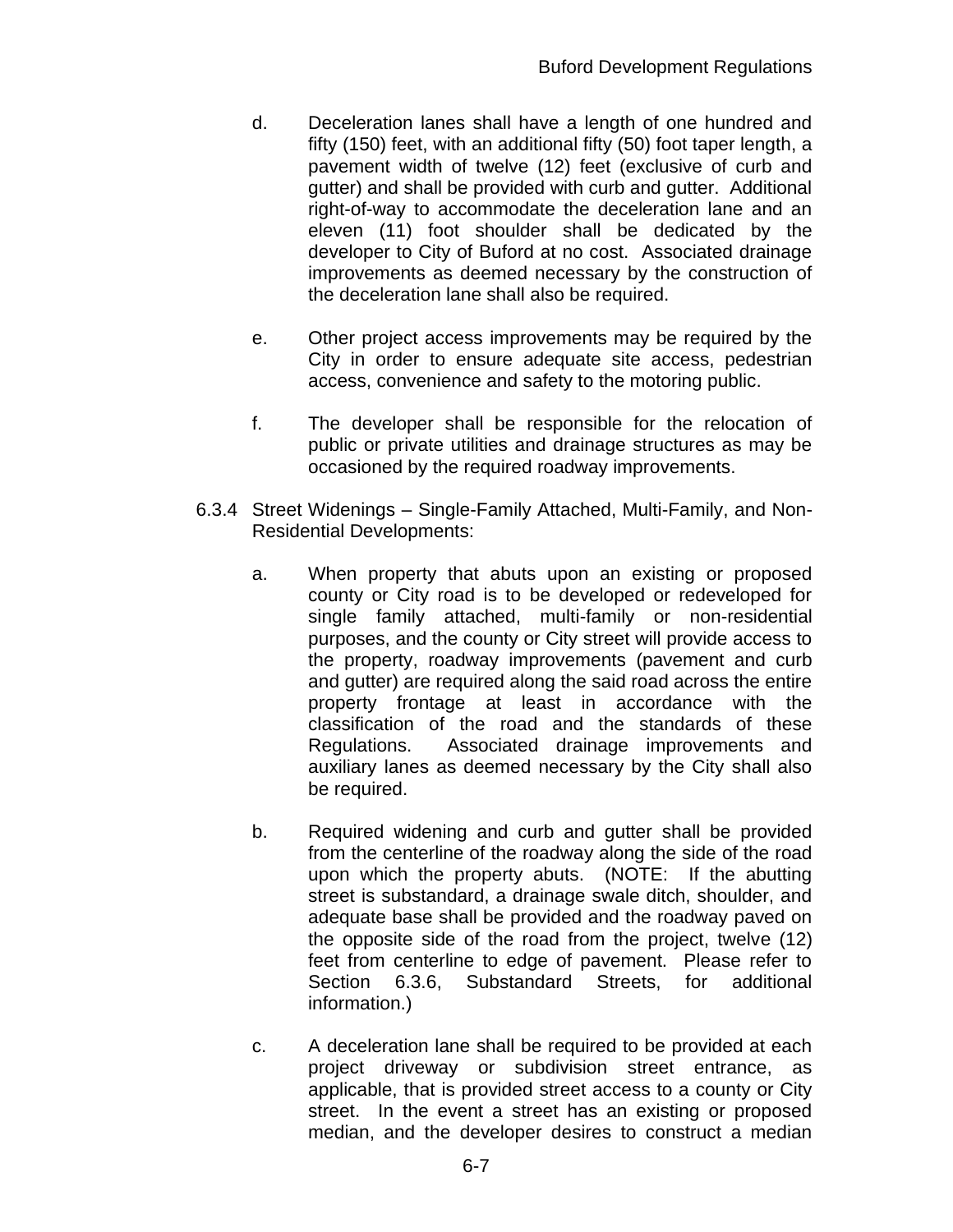d. Deceleration lanes shall have a length of one hundred and fifty (150) feet, with an additional fifty (50) foot taper length, a pavement width of twelve (12) feet (exclusive of curb and gutter) and shall be provided with curb and gutter. Additional right-of-way to accommodate the deceleration lane and an eleven (11) foot shoulder shall be dedicated by the developer to City of Buford at no cost. Associated drainage improvements as deemed necessary by the construction of the deceleration lane shall also be required.

e. Other project access improvements may be required by the City in order to ensure adequate site access, pedestrian access, convenience and safety to the motoring public.

f. The developer shall be responsible for the relocation of public or private utilities and drainage structures as may be occasioned by the required roadway improvements.

6.3.4 Street Widenings – Single-Family Attached, Multi-Family, and Non-Residential Developments:

a. When property that abuts upon an existing or proposed county or City road is to be developed or redeveloped for single family attached, multi-family or non-residential purposes, and the county or City street will provide access to the property, roadway improvements (pavement and curb and gutter) are required along the said road across the entire property frontage at least in accordance with the classification of the road and the standards of these Regulations. Associated drainage improvements and auxiliary lanes as deemed necessary by the City shall also be required.

b. Required widening and curb and gutter shall be provided from the centerline of the roadway along the side of the road upon which the property abuts. (NOTE: If the abutting street is substandard, a drainage swale ditch, shoulder, and adequate base shall be provided and the roadway paved on the opposite side of the road from the project, twelve (12) feet from centerline to edge of pavement. Please refer to Section 6.3.6, Substandard Streets, for additional information.)

c. A deceleration lane shall be required to be provided at each project driveway or subdivision street entrance, as applicable, that is provided street access to a county or City street. In the event a street has an existing or proposed median, and the developer desires to construct a median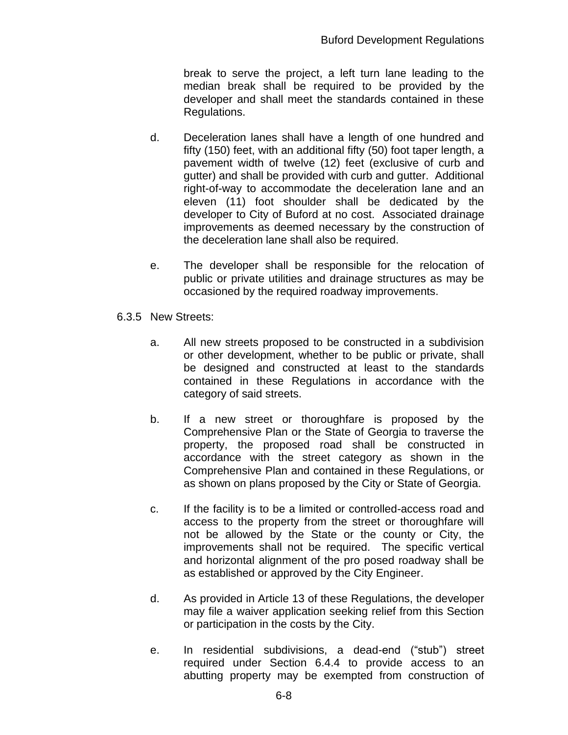break to serve the project, a left turn lane leading to the median break shall be required to be provided by the developer and shall meet the standards contained in these Regulations.

d. Deceleration lanes shall have a length of one hundred and fifty (150) feet, with an additional fifty (50) foot taper length, a pavement width of twelve (12) feet (exclusive of curb and gutter) and shall be provided with curb and gutter. Additional right-of-way to accommodate the deceleration lane and an eleven (11) foot shoulder shall be dedicated by the developer to City of Buford at no cost. Associated drainage improvements as deemed necessary by the construction of the deceleration lane shall also be required.

e. The developer shall be responsible for the relocation of public or private utilities and drainage structures as may be occasioned by the required roadway improvements.

6.3.5 New Streets:

a. All new streets proposed to be constructed in a subdivision or other development, whether to be public or private, shall be designed and constructed at least to the standards contained in these Regulations in accordance with the category of said streets.

b. If a new street or thoroughfare is proposed by the Comprehensive Plan or the State of Georgia to traverse the property, the proposed road shall be constructed in accordance with the street category as shown in the Comprehensive Plan and contained in these Regulations, or as shown on plans proposed by the City or State of Georgia.

c. If the facility is to be a limited or controlled-access road and access to the property from the street or thoroughfare will not be allowed by the State or the county or City, the improvements shall not be required. The specific vertical and horizontal alignment of the pro posed roadway shall be as established or approved by the City Engineer.

d. As provided in Article 13 of these Regulations, the developer may file a waiver application seeking relief from this Section or participation in the costs by the City.

e. In residential subdivisions, a dead-end ("stub") street required under Section 6.4.4 to provide access to an abutting property may be exempted from construction of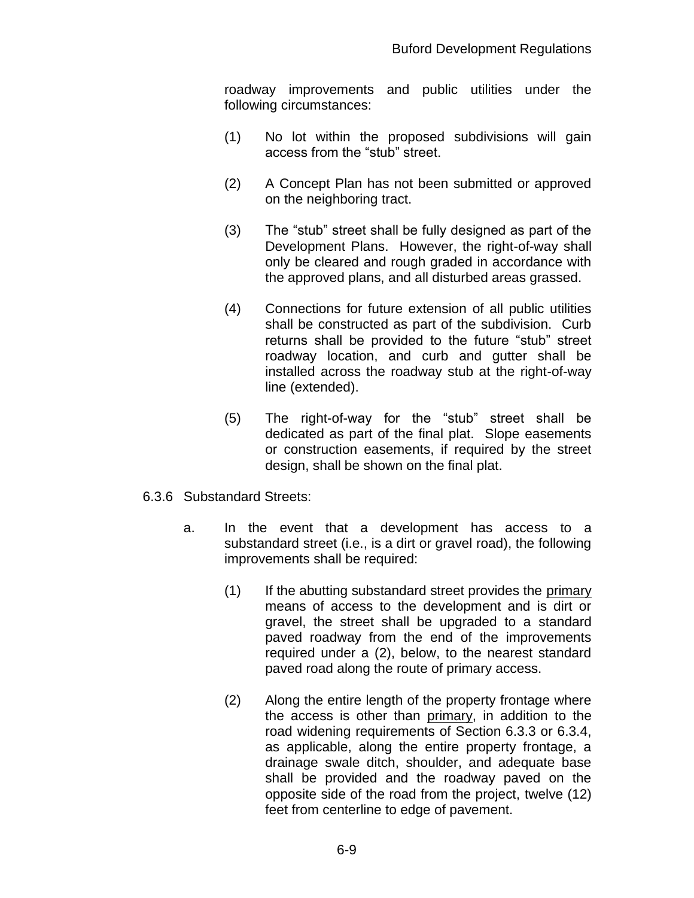roadway improvements and public utilities under the following circumstances:

(1) No lot within the proposed subdivisions will gain access from the "stub" street.

(2) A Concept Plan has not been submitted or approved on the neighboring tract.

(3) The "stub" street shall be fully designed as part of the Development Plans. However, the right-of-way shall only be cleared and rough graded in accordance with the approved plans, and all disturbed areas grassed.

(4) Connections for future extension of all public utilities shall be constructed as part of the subdivision. Curb returns shall be provided to the future "stub" street roadway location, and curb and gutter shall be installed across the roadway stub at the right-of-way line (extended).

(5) The right-of-way for the "stub" street shall be dedicated as part of the final plat. Slope easements or construction easements, if required by the street design, shall be shown on the final plat.

6.3.6 Substandard Streets:

a. In the event that a development has access to a substandard street (i.e., is a dirt or gravel road), the following improvements shall be required:

(1) If the abutting substandard street provides the <u>primary</u> means of access to the development and is dirt or gravel, the street shall be upgraded to a standard paved roadway from the end of the improvements required under a (2), below, to the nearest standard paved road along the route of primary access.

(2) Along the entire length of the property frontage where the access is other than <u>primary</u>, in addition to the road widening requirements of Section 6.3.3 or 6.3.4, as applicable, along the entire property frontage, a drainage swale ditch, shoulder, and adequate base shall be provided and the roadway paved on the opposite side of the road from the project, twelve (12) feet from centerline to edge of pavement.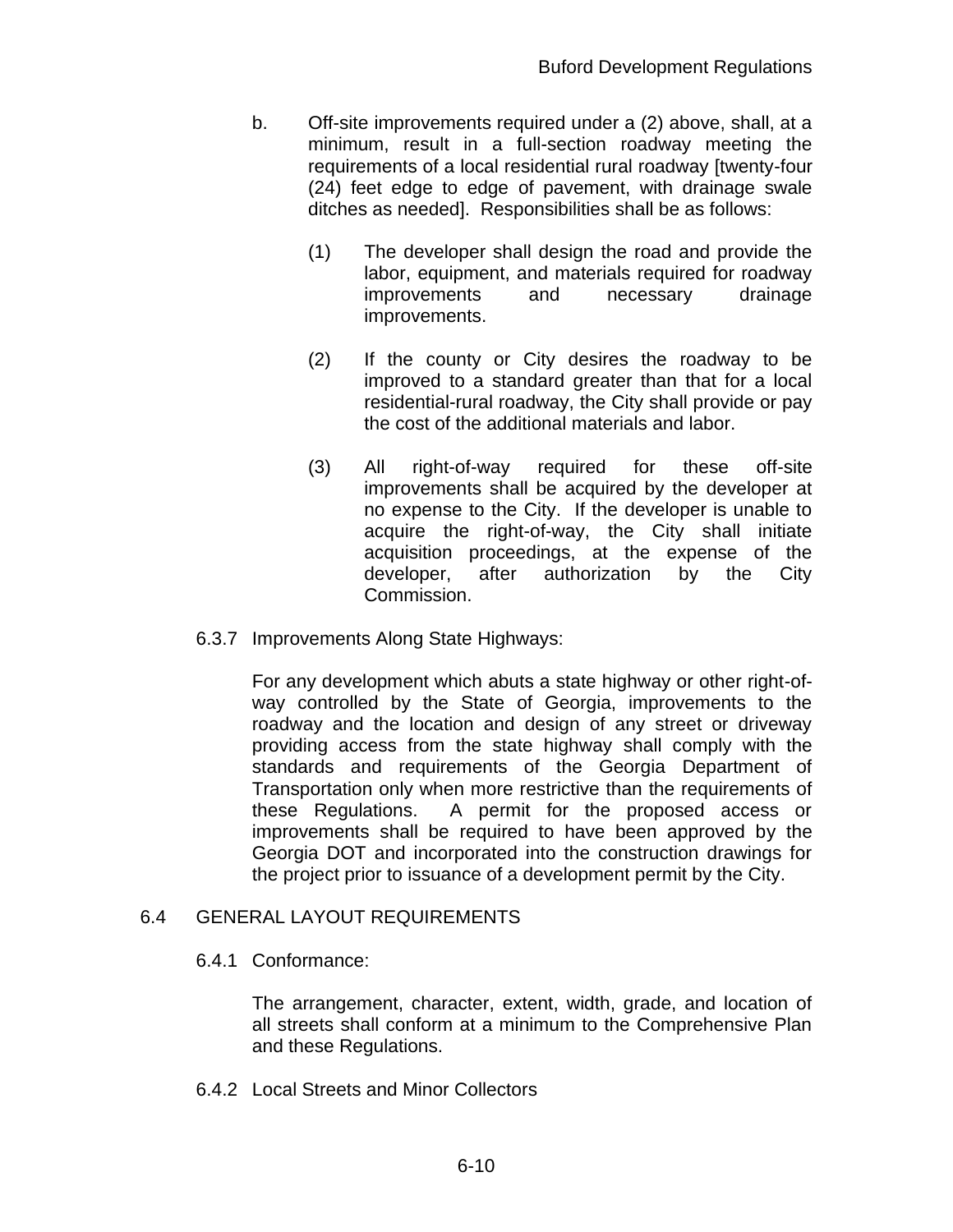b. Off-site improvements required under a (2) above, shall, at a minimum, result in a full-section roadway meeting the requirements of a local residential rural roadway [twenty-four (24) feet edge to edge of pavement, with drainage swale ditches as needed]. Responsibilities shall be as follows:

   (1) The developer shall design the road and provide the labor, equipment, and materials required for roadway improvements and necessary drainage improvements.

   (2) If the county or City desires the roadway to be improved to a standard greater than that for a local residential-rural roadway, the City shall provide or pay the cost of the additional materials and labor.

   (3) All right-of-way required for these off-site improvements shall be acquired by the developer at no expense to the City. If the developer is unable to acquire the right-of-way, the City shall initiate acquisition proceedings, at the expense of the developer, after authorization by the City Commission.

6.3.7 Improvements Along State Highways:

For any development which abuts a state highway or other right-of-way controlled by the State of Georgia, improvements to the roadway and the location and design of any street or driveway providing access from the state highway shall comply with the standards and requirements of the Georgia Department of Transportation only when more restrictive than the requirements of these Regulations. A permit for the proposed access or improvements shall be required to have been approved by the Georgia DOT and incorporated into the construction drawings for the project prior to issuance of a development permit by the City.

## 6.4 GENERAL LAYOUT REQUIREMENTS

6.4.1 Conformance:

The arrangement, character, extent, width, grade, and location of all streets shall conform at a minimum to the Comprehensive Plan and these Regulations.

6.4.2 Local Streets and Minor Collectors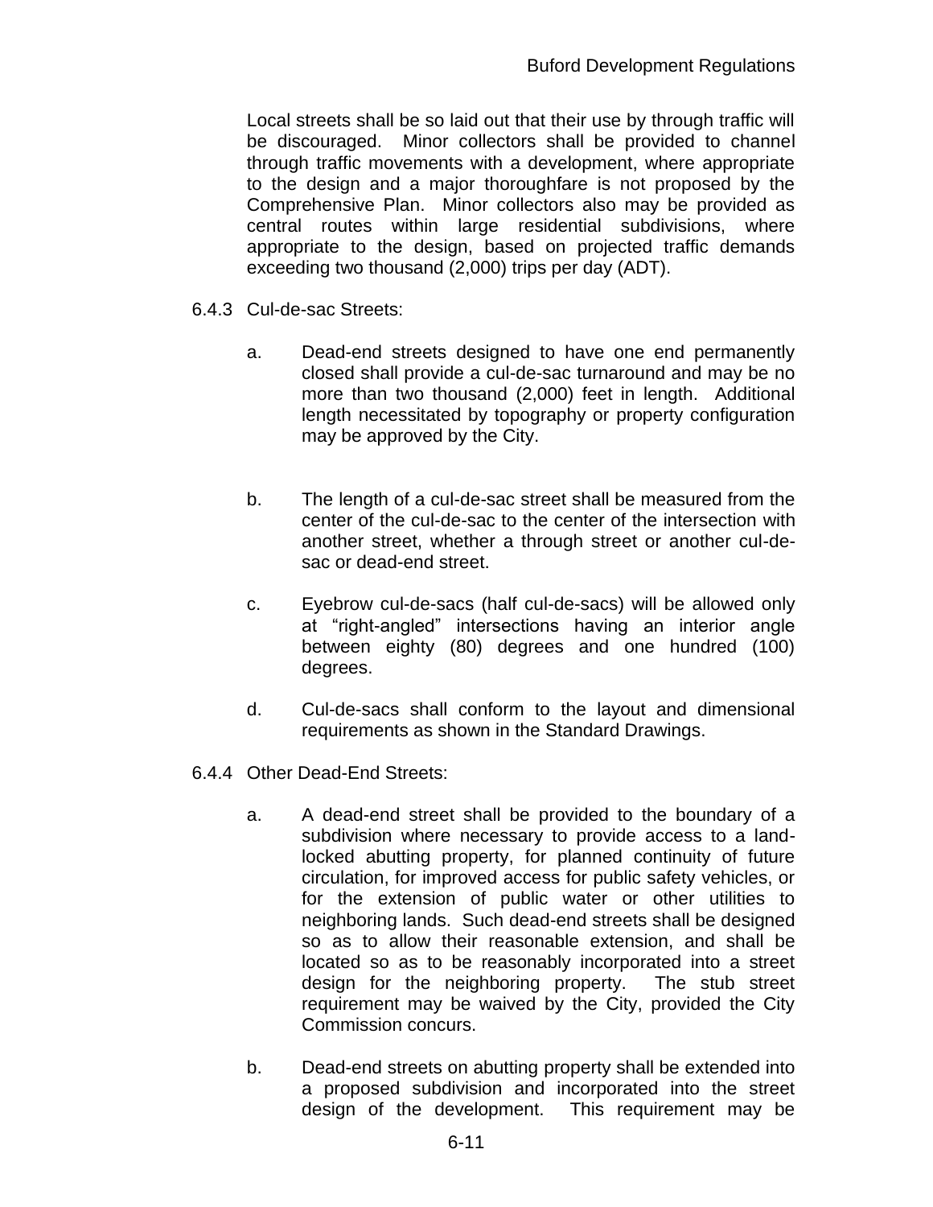Local streets shall be so laid out that their use by through traffic will be discouraged. Minor collectors shall be provided to channel through traffic movements with a development, where appropriate to the design and a major thoroughfare is not proposed by the Comprehensive Plan. Minor collectors also may be provided as central routes within large residential subdivisions, where appropriate to the design, based on projected traffic demands exceeding two thousand (2,000) trips per day (ADT).

6.4.3 Cul-de-sac Streets:

a. Dead-end streets designed to have one end permanently closed shall provide a cul-de-sac turnaround and may be no more than two thousand (2,000) feet in length. Additional length necessitated by topography or property configuration may be approved by the City.

b. The length of a cul-de-sac street shall be measured from the center of the cul-de-sac to the center of the intersection with another street, whether a through street or another cul-de-sac or dead-end street.

c. Eyebrow cul-de-sacs (half cul-de-sacs) will be allowed only at "right-angled" intersections having an interior angle between eighty (80) degrees and one hundred (100) degrees.

d. Cul-de-sacs shall conform to the layout and dimensional requirements as shown in the Standard Drawings.

6.4.4 Other Dead-End Streets:

a. A dead-end street shall be provided to the boundary of a subdivision where necessary to provide access to a land-locked abutting property, for planned continuity of future circulation, for improved access for public safety vehicles, or for the extension of public water or other utilities to neighboring lands. Such dead-end streets shall be designed so as to allow their reasonable extension, and shall be located so as to be reasonably incorporated into a street design for the neighboring property. The stub street requirement may be waived by the City, provided the City Commission concurs.

b. Dead-end streets on abutting property shall be extended into a proposed subdivision and incorporated into the street design of the development. This requirement may be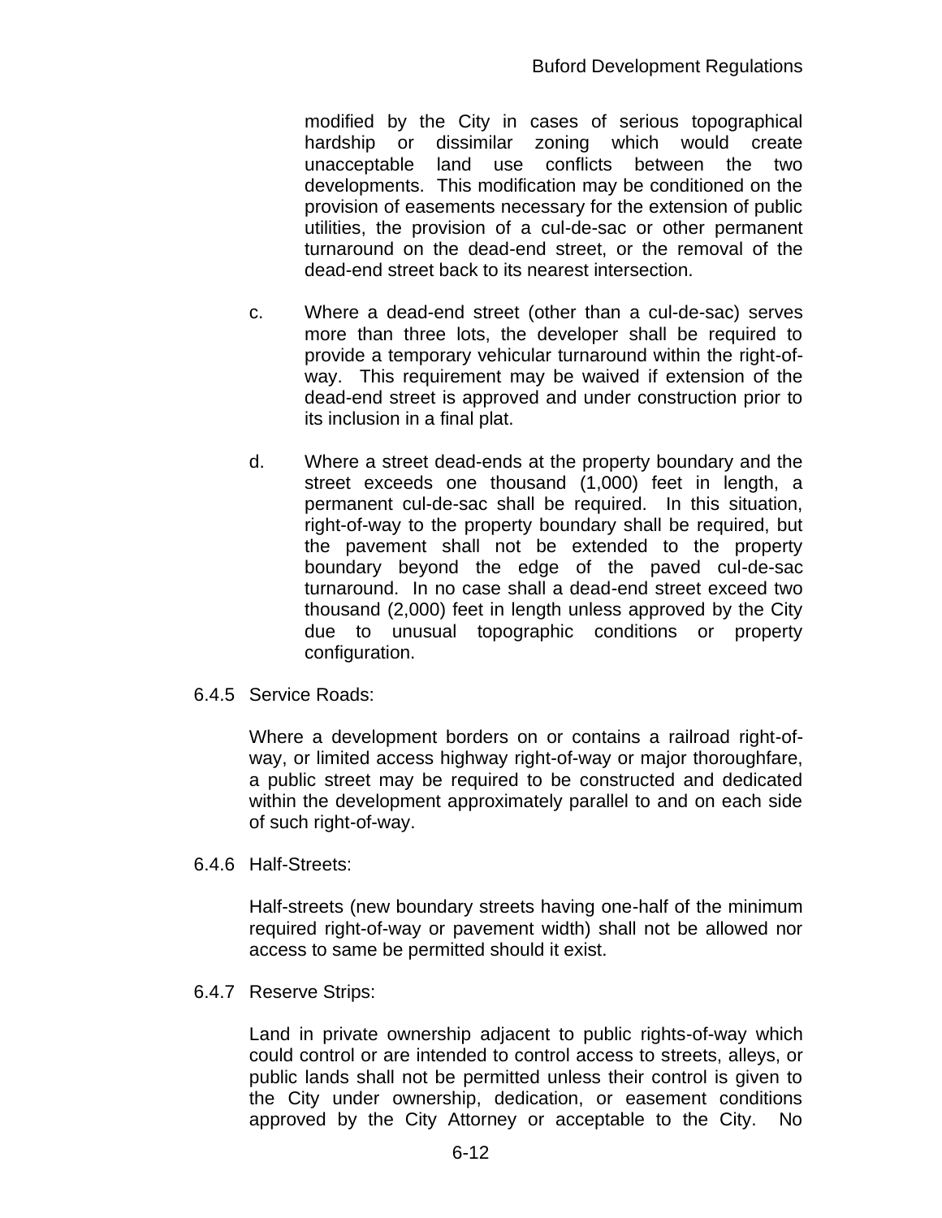modified by the City in cases of serious topographical hardship or dissimilar zoning which would create unacceptable land use conflicts between the two developments. This modification may be conditioned on the provision of easements necessary for the extension of public utilities, the provision of a cul-de-sac or other permanent turnaround on the dead-end street, or the removal of the dead-end street back to its nearest intersection.

c. Where a dead-end street (other than a cul-de-sac) serves more than three lots, the developer shall be required to provide a temporary vehicular turnaround within the right-of-way. This requirement may be waived if extension of the dead-end street is approved and under construction prior to its inclusion in a final plat.

d. Where a street dead-ends at the property boundary and the street exceeds one thousand (1,000) feet in length, a permanent cul-de-sac shall be required. In this situation, right-of-way to the property boundary shall be required, but the pavement shall not be extended to the property boundary beyond the edge of the paved cul-de-sac turnaround. In no case shall a dead-end street exceed two thousand (2,000) feet in length unless approved by the City due to unusual topographic conditions or property configuration.

### 6.4.5 Service Roads:

Where a development borders on or contains a railroad right-of-way, or limited access highway right-of-way or major thoroughfare, a public street may be required to be constructed and dedicated within the development approximately parallel to and on each side of such right-of-way.

### 6.4.6 Half-Streets:

Half-streets (new boundary streets having one-half of the minimum required right-of-way or pavement width) shall not be allowed nor access to same be permitted should it exist.

### 6.4.7 Reserve Strips:

Land in private ownership adjacent to public rights-of-way which could control or are intended to control access to streets, alleys, or public lands shall not be permitted unless their control is given to the City under ownership, dedication, or easement conditions approved by the City Attorney or acceptable to the City. No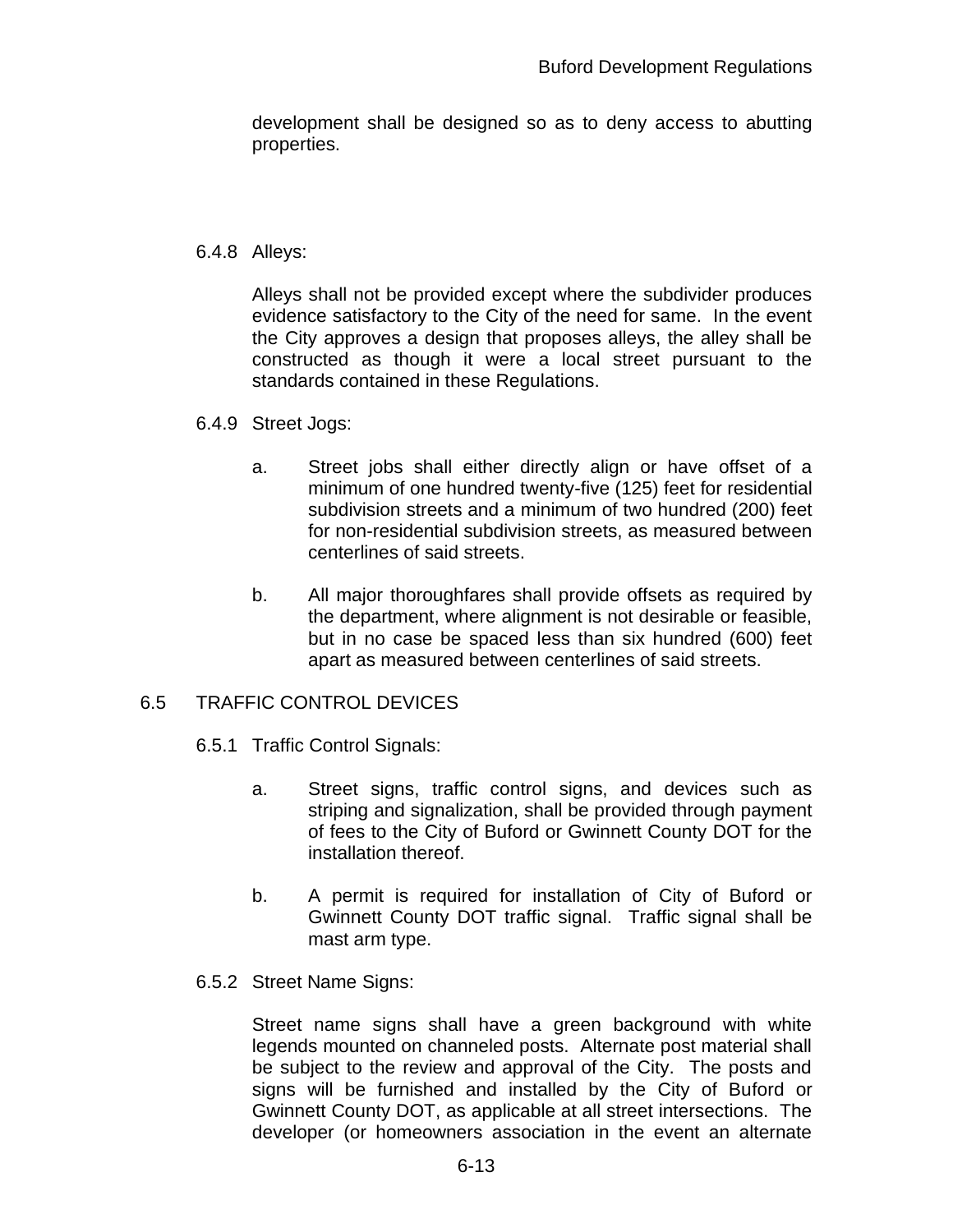development shall be designed so as to deny access to abutting properties.

6.4.8 Alleys:

Alleys shall not be provided except where the subdivider produces evidence satisfactory to the City of the need for same. In the event the City approves a design that proposes alleys, the alley shall be constructed as though it were a local street pursuant to the standards contained in these Regulations.

6.4.9 Street Jogs:

a. Street jobs shall either directly align or have offset of a minimum of one hundred twenty-five (125) feet for residential subdivision streets and a minimum of two hundred (200) feet for non-residential subdivision streets, as measured between centerlines of said streets.

b. All major thoroughfares shall provide offsets as required by the department, where alignment is not desirable or feasible, but in no case be spaced less than six hundred (600) feet apart as measured between centerlines of said streets.

## 6.5 TRAFFIC CONTROL DEVICES

6.5.1 Traffic Control Signals:

a. Street signs, traffic control signs, and devices such as striping and signalization, shall be provided through payment of fees to the City of Buford or Gwinnett County DOT for the installation thereof.

b. A permit is required for installation of City of Buford or Gwinnett County DOT traffic signal. Traffic signal shall be mast arm type.

6.5.2 Street Name Signs:

Street name signs shall have a green background with white legends mounted on channeled posts. Alternate post material shall be subject to the review and approval of the City. The posts and signs will be furnished and installed by the City of Buford or Gwinnett County DOT, as applicable at all street intersections. The developer (or homeowners association in the event an alternate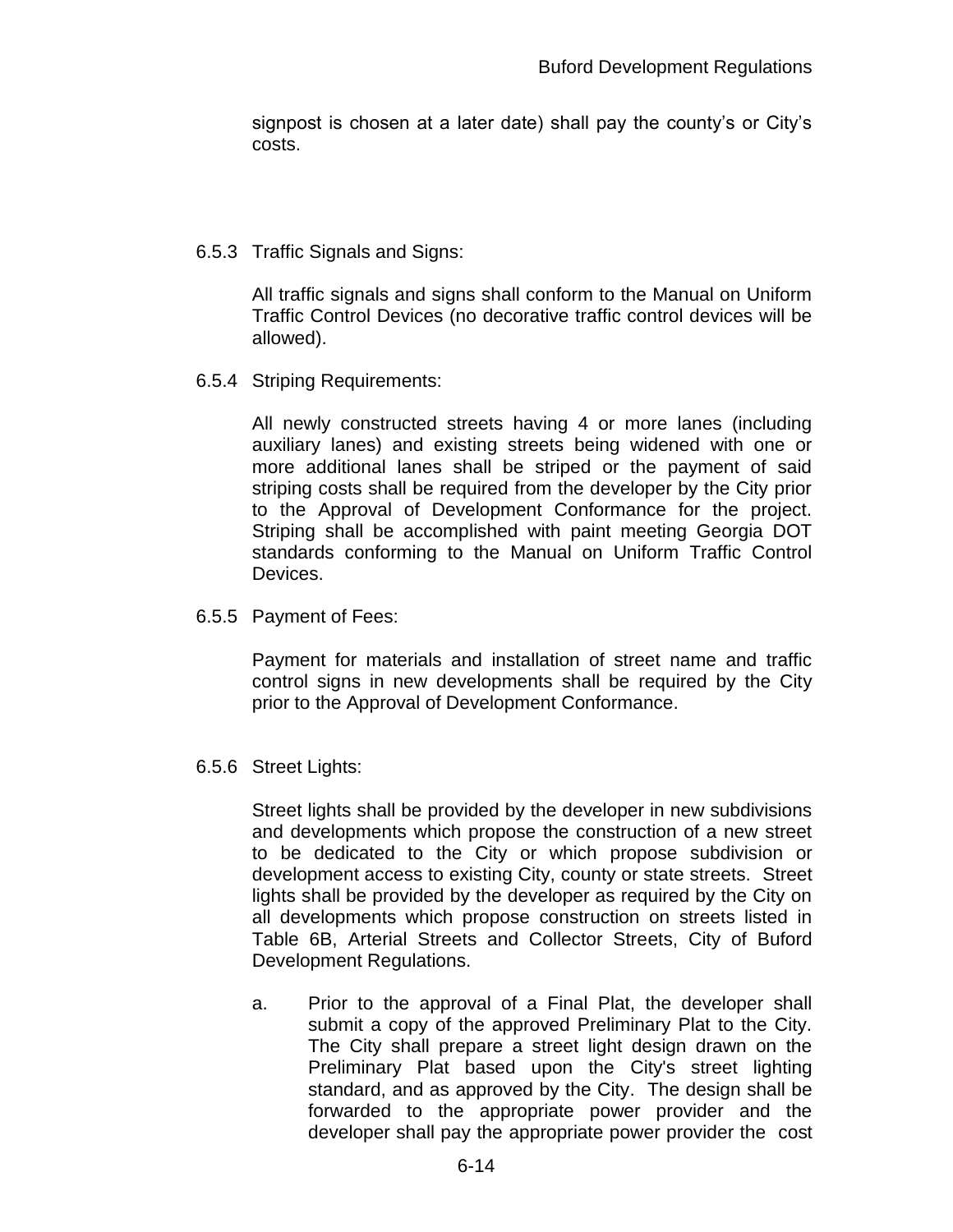signpost is chosen at a later date) shall pay the county's or City's costs.

### 6.5.3 Traffic Signals and Signs:

All traffic signals and signs shall conform to the Manual on Uniform Traffic Control Devices (no decorative traffic control devices will be allowed).

### 6.5.4 Striping Requirements:

All newly constructed streets having 4 or more lanes (including auxiliary lanes) and existing streets being widened with one or more additional lanes shall be striped or the payment of said striping costs shall be required from the developer by the City prior to the Approval of Development Conformance for the project. Striping shall be accomplished with paint meeting Georgia DOT standards conforming to the Manual on Uniform Traffic Control Devices.

### 6.5.5 Payment of Fees:

Payment for materials and installation of street name and traffic control signs in new developments shall be required by the City prior to the Approval of Development Conformance.

### 6.5.6 Street Lights:

Street lights shall be provided by the developer in new subdivisions and developments which propose the construction of a new street to be dedicated to the City or which propose subdivision or development access to existing City, county or state streets. Street lights shall be provided by the developer as required by the City on all developments which propose construction on streets listed in Table 6B, Arterial Streets and Collector Streets, City of Buford Development Regulations.

a. Prior to the approval of a Final Plat, the developer shall submit a copy of the approved Preliminary Plat to the City. The City shall prepare a street light design drawn on the Preliminary Plat based upon the City's street lighting standard, and as approved by the City. The design shall be forwarded to the appropriate power provider and the developer shall pay the appropriate power provider the cost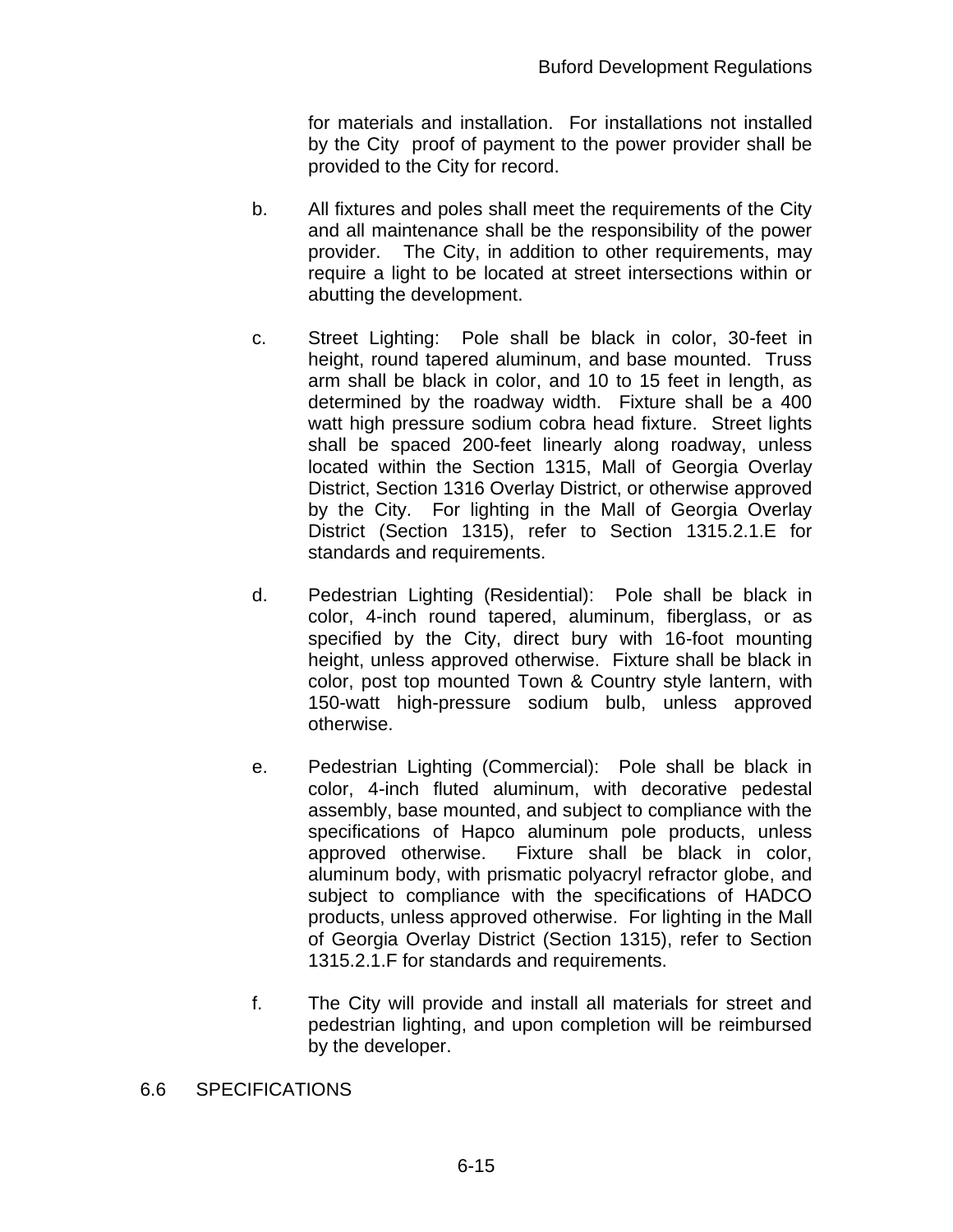for materials and installation. For installations not installed by the City proof of payment to the power provider shall be provided to the City for record.

b. All fixtures and poles shall meet the requirements of the City and all maintenance shall be the responsibility of the power provider. The City, in addition to other requirements, may require a light to be located at street intersections within or abutting the development.

c. Street Lighting: Pole shall be black in color, 30-feet in height, round tapered aluminum, and base mounted. Truss arm shall be black in color, and 10 to 15 feet in length, as determined by the roadway width. Fixture shall be a 400 watt high pressure sodium cobra head fixture. Street lights shall be spaced 200-feet linearly along roadway, unless located within the Section 1315, Mall of Georgia Overlay District, Section 1316 Overlay District, or otherwise approved by the City. For lighting in the Mall of Georgia Overlay District (Section 1315), refer to Section 1315.2.1.E for standards and requirements.

d. Pedestrian Lighting (Residential): Pole shall be black in color, 4-inch round tapered, aluminum, fiberglass, or as specified by the City, direct bury with 16-foot mounting height, unless approved otherwise. Fixture shall be black in color, post top mounted Town & Country style lantern, with 150-watt high-pressure sodium bulb, unless approved otherwise.

e. Pedestrian Lighting (Commercial): Pole shall be black in color, 4-inch fluted aluminum, with decorative pedestal assembly, base mounted, and subject to compliance with the specifications of Hapco aluminum pole products, unless approved otherwise. Fixture shall be black in color, aluminum body, with prismatic polyacryl refractor globe, and subject to compliance with the specifications of HADCO products, unless approved otherwise. For lighting in the Mall of Georgia Overlay District (Section 1315), refer to Section 1315.2.1.F for standards and requirements.

f. The City will provide and install all materials for street and pedestrian lighting, and upon completion will be reimbursed by the developer.

## 6.6 SPECIFICATIONS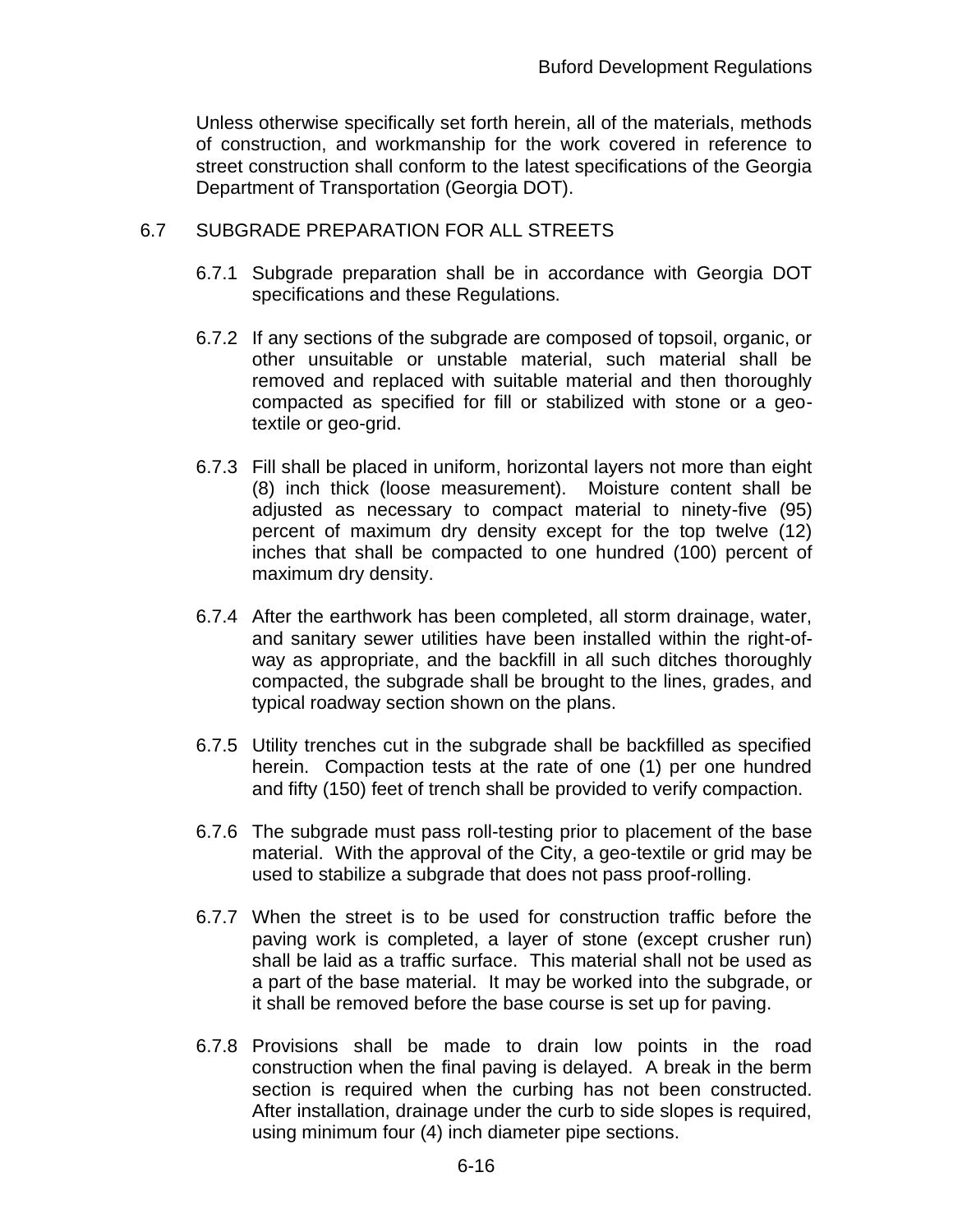Unless otherwise specifically set forth herein, all of the materials, methods of construction, and workmanship for the work covered in reference to street construction shall conform to the latest specifications of the Georgia Department of Transportation (Georgia DOT).

## 6.7 SUBGRADE PREPARATION FOR ALL STREETS

6.7.1 Subgrade preparation shall be in accordance with Georgia DOT specifications and these Regulations.

6.7.2 If any sections of the subgrade are composed of topsoil, organic, or other unsuitable or unstable material, such material shall be removed and replaced with suitable material and then thoroughly compacted as specified for fill or stabilized with stone or a geo-textile or geo-grid.

6.7.3 Fill shall be placed in uniform, horizontal layers not more than eight (8) inch thick (loose measurement). Moisture content shall be adjusted as necessary to compact material to ninety-five (95) percent of maximum dry density except for the top twelve (12) inches that shall be compacted to one hundred (100) percent of maximum dry density.

6.7.4 After the earthwork has been completed, all storm drainage, water, and sanitary sewer utilities have been installed within the right-of-way as appropriate, and the backfill in all such ditches thoroughly compacted, the subgrade shall be brought to the lines, grades, and typical roadway section shown on the plans.

6.7.5 Utility trenches cut in the subgrade shall be backfilled as specified herein. Compaction tests at the rate of one (1) per one hundred and fifty (150) feet of trench shall be provided to verify compaction.

6.7.6 The subgrade must pass roll-testing prior to placement of the base material. With the approval of the City, a geo-textile or grid may be used to stabilize a subgrade that does not pass proof-rolling.

6.7.7 When the street is to be used for construction traffic before the paving work is completed, a layer of stone (except crusher run) shall be laid as a traffic surface. This material shall not be used as a part of the base material. It may be worked into the subgrade, or it shall be removed before the base course is set up for paving.

6.7.8 Provisions shall be made to drain low points in the road construction when the final paving is delayed. A break in the berm section is required when the curbing has not been constructed. After installation, drainage under the curb to side slopes is required, using minimum four (4) inch diameter pipe sections.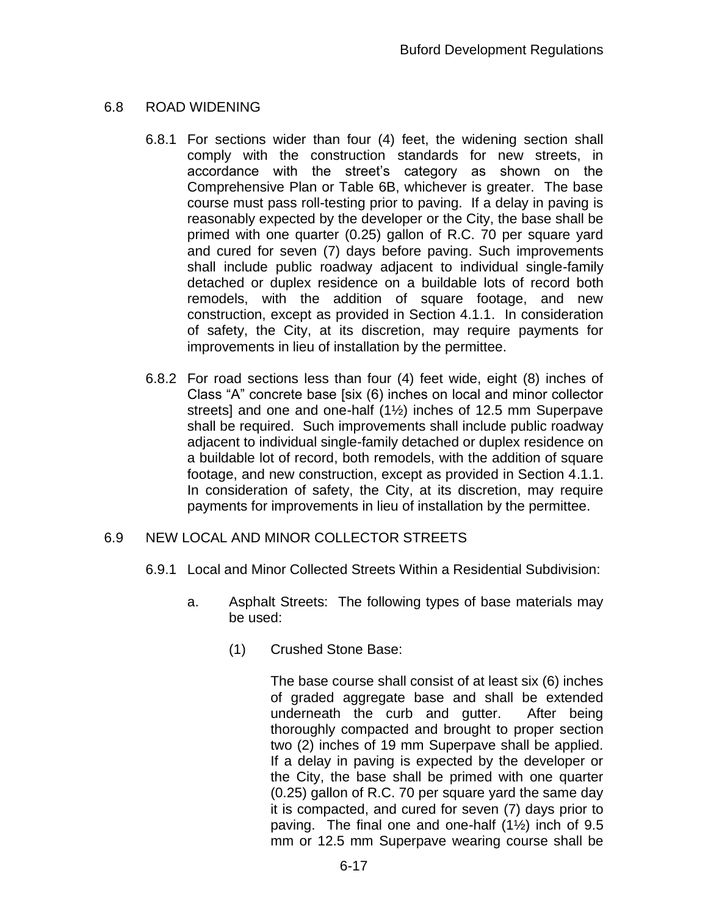## 6.8 ROAD WIDENING

6.8.1 For sections wider than four (4) feet, the widening section shall comply with the construction standards for new streets, in accordance with the street's category as shown on the Comprehensive Plan or Table 6B, whichever is greater. The base course must pass roll-testing prior to paving. If a delay in paving is reasonably expected by the developer or the City, the base shall be primed with one quarter (0.25) gallon of R.C. 70 per square yard and cured for seven (7) days before paving. Such improvements shall include public roadway adjacent to individual single-family detached or duplex residence on a buildable lots of record both remodels, with the addition of square footage, and new construction, except as provided in Section 4.1.1. In consideration of safety, the City, at its discretion, may require payments for improvements in lieu of installation by the permittee.

6.8.2 For road sections less than four (4) feet wide, eight (8) inches of Class "A" concrete base [six (6) inches on local and minor collector streets] and one and one-half (1½) inches of 12.5 mm Superpave shall be required. Such improvements shall include public roadway adjacent to individual single-family detached or duplex residence on a buildable lot of record, both remodels, with the addition of square footage, and new construction, except as provided in Section 4.1.1. In consideration of safety, the City, at its discretion, may require payments for improvements in lieu of installation by the permittee.

## 6.9 NEW LOCAL AND MINOR COLLECTOR STREETS

6.9.1 Local and Minor Collected Streets Within a Residential Subdivision:

a. Asphalt Streets: The following types of base materials may be used:

(1) Crushed Stone Base:

The base course shall consist of at least six (6) inches of graded aggregate base and shall be extended underneath the curb and gutter. After being thoroughly compacted and brought to proper section two (2) inches of 19 mm Superpave shall be applied. If a delay in paving is expected by the developer or the City, the base shall be primed with one quarter (0.25) gallon of R.C. 70 per square yard the same day it is compacted, and cured for seven (7) days prior to paving. The final one and one-half (1½) inch of 9.5 mm or 12.5 mm Superpave wearing course shall be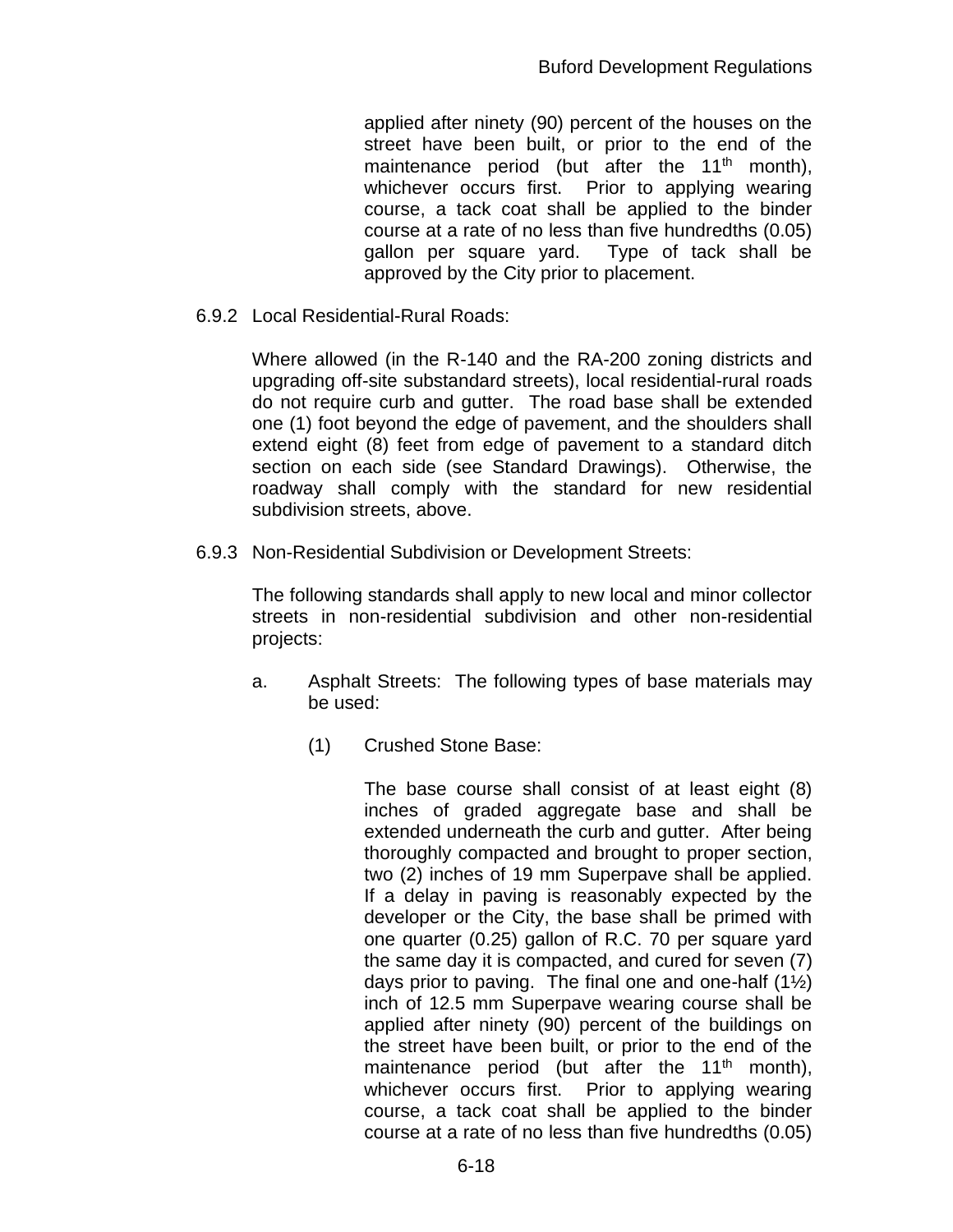applied after ninety (90) percent of the houses on the street have been built, or prior to the end of the maintenance period (but after the 11th month), whichever occurs first. Prior to applying wearing course, a tack coat shall be applied to the binder course at a rate of no less than five hundredths (0.05) gallon per square yard. Type of tack shall be approved by the City prior to placement.

6.9.2 Local Residential-Rural Roads:

Where allowed (in the R-140 and the RA-200 zoning districts and upgrading off-site substandard streets), local residential-rural roads do not require curb and gutter. The road base shall be extended one (1) foot beyond the edge of pavement, and the shoulders shall extend eight (8) feet from edge of pavement to a standard ditch section on each side (see Standard Drawings). Otherwise, the roadway shall comply with the standard for new residential subdivision streets, above.

6.9.3 Non-Residential Subdivision or Development Streets:

The following standards shall apply to new local and minor collector streets in non-residential subdivision and other non-residential projects:

a. Asphalt Streets: The following types of base materials may be used:

(1) Crushed Stone Base:

The base course shall consist of at least eight (8) inches of graded aggregate base and shall be extended underneath the curb and gutter. After being thoroughly compacted and brought to proper section, two (2) inches of 19 mm Superpave shall be applied. If a delay in paving is reasonably expected by the developer or the City, the base shall be primed with one quarter (0.25) gallon of R.C. 70 per square yard the same day it is compacted, and cured for seven (7) days prior to paving. The final one and one-half (1½) inch of 12.5 mm Superpave wearing course shall be applied after ninety (90) percent of the buildings on the street have been built, or prior to the end of the maintenance period (but after the 11th month), whichever occurs first. Prior to applying wearing course, a tack coat shall be applied to the binder course at a rate of no less than five hundredths (0.05)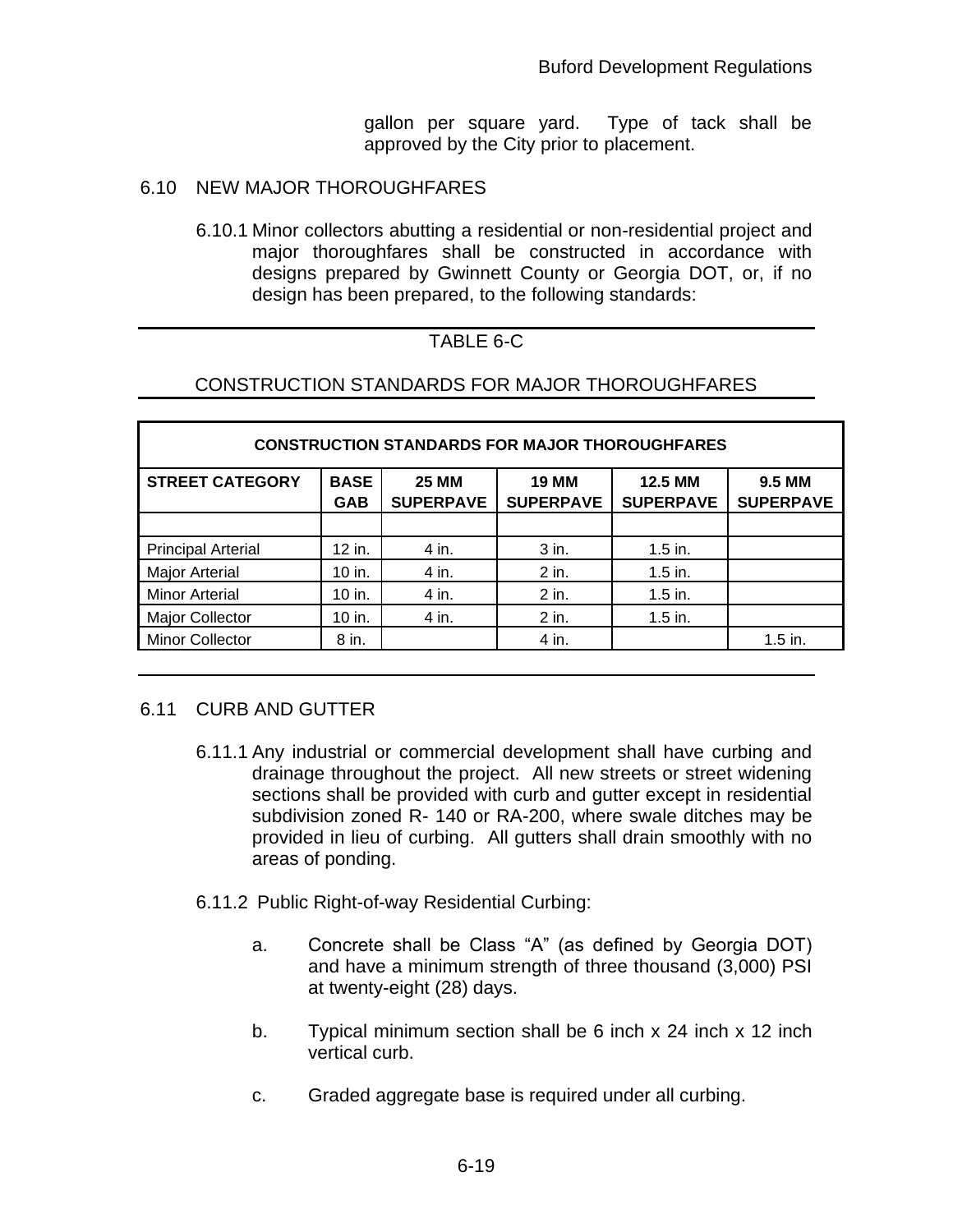gallon per square yard. Type of tack shall be approved by the City prior to placement.

## 6.10 NEW MAJOR THOROUGHFARES

6.10.1 Minor collectors abutting a residential or non-residential project and major thoroughfares shall be constructed in accordance with designs prepared by Gwinnett County or Georgia DOT, or, if no design has been prepared, to the following standards:

TABLE 6-C

CONSTRUCTION STANDARDS FOR MAJOR THOROUGHFARES

| CONSTRUCTION STANDARDS FOR MAJOR THOROUGHFARES | | | | | |
|---|---|---|---|---|---|
| **STREET CATEGORY** | **BASE GAB** | **25 MM SUPERPAVE** | **19 MM SUPERPAVE** | **12.5 MM SUPERPAVE** | **9.5 MM SUPERPAVE** |
| | | | | | |
| Principal Arterial | 12 in. | 4 in. | 3 in. | 1.5 in. | |
| Major Arterial | 10 in. | 4 in. | 2 in. | 1.5 in. | |
| Minor Arterial | 10 in. | 4 in. | 2 in. | 1.5 in. | |
| Major Collector | 10 in. | 4 in. | 2 in. | 1.5 in. | |
| Minor Collector | 8 in. | | 4 in. | | 1.5 in. |

## 6.11 CURB AND GUTTER

6.11.1 Any industrial or commercial development shall have curbing and drainage throughout the project. All new streets or street widening sections shall be provided with curb and gutter except in residential subdivision zoned R- 140 or RA-200, where swale ditches may be provided in lieu of curbing. All gutters shall drain smoothly with no areas of ponding.

6.11.2 Public Right-of-way Residential Curbing:

a. Concrete shall be Class "A" (as defined by Georgia DOT) and have a minimum strength of three thousand (3,000) PSI at twenty-eight (28) days.

b. Typical minimum section shall be 6 inch x 24 inch x 12 inch vertical curb.

c. Graded aggregate base is required under all curbing.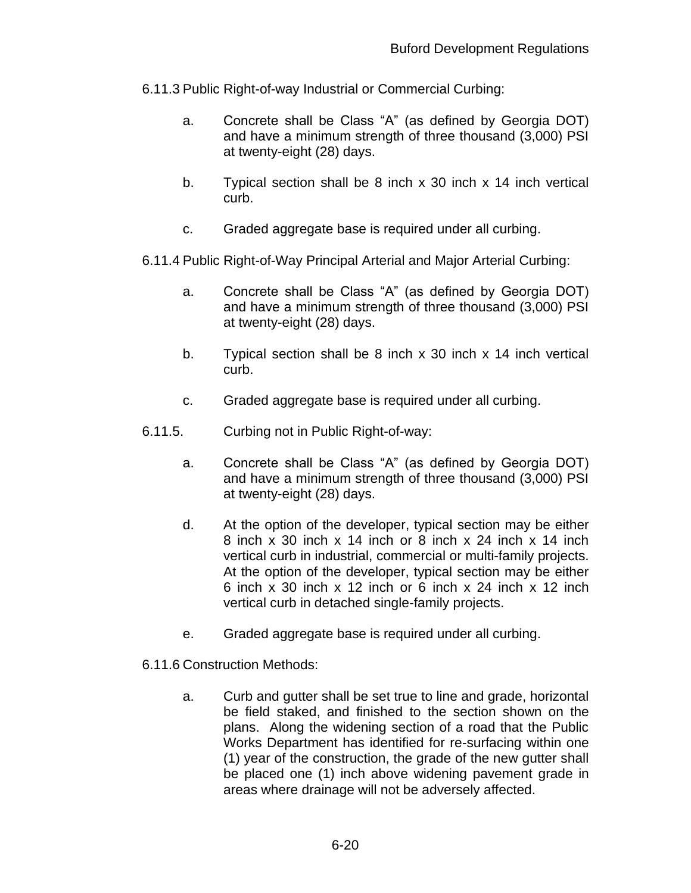6.11.3 Public Right-of-way Industrial or Commercial Curbing:

a. Concrete shall be Class "A" (as defined by Georgia DOT) and have a minimum strength of three thousand (3,000) PSI at twenty-eight (28) days.

b. Typical section shall be 8 inch x 30 inch x 14 inch vertical curb.

c. Graded aggregate base is required under all curbing.

6.11.4 Public Right-of-Way Principal Arterial and Major Arterial Curbing:

a. Concrete shall be Class "A" (as defined by Georgia DOT) and have a minimum strength of three thousand (3,000) PSI at twenty-eight (28) days.

b. Typical section shall be 8 inch x 30 inch x 14 inch vertical curb.

c. Graded aggregate base is required under all curbing.

6.11.5. Curbing not in Public Right-of-way:

a. Concrete shall be Class "A" (as defined by Georgia DOT) and have a minimum strength of three thousand (3,000) PSI at twenty-eight (28) days.

d. At the option of the developer, typical section may be either 8 inch x 30 inch x 14 inch or 8 inch x 24 inch x 14 inch vertical curb in industrial, commercial or multi-family projects. At the option of the developer, typical section may be either 6 inch x 30 inch x 12 inch or 6 inch x 24 inch x 12 inch vertical curb in detached single-family projects.

e. Graded aggregate base is required under all curbing.

6.11.6 Construction Methods:

a. Curb and gutter shall be set true to line and grade, horizontal be field staked, and finished to the section shown on the plans. Along the widening section of a road that the Public Works Department has identified for re-surfacing within one (1) year of the construction, the grade of the new gutter shall be placed one (1) inch above widening pavement grade in areas where drainage will not be adversely affected.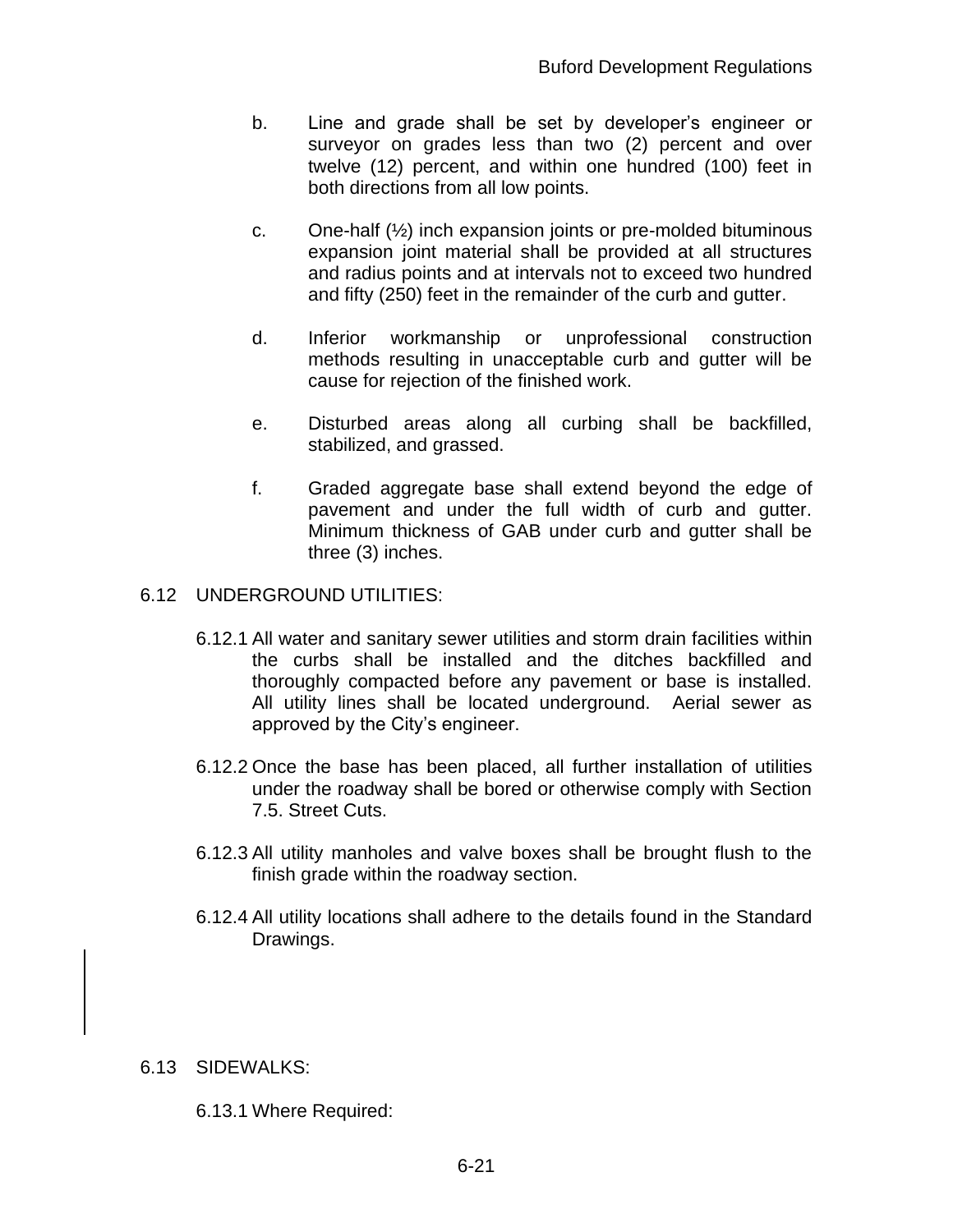b. Line and grade shall be set by developer's engineer or surveyor on grades less than two (2) percent and over twelve (12) percent, and within one hundred (100) feet in both directions from all low points.

c. One-half (½) inch expansion joints or pre-molded bituminous expansion joint material shall be provided at all structures and radius points and at intervals not to exceed two hundred and fifty (250) feet in the remainder of the curb and gutter.

d. Inferior workmanship or unprofessional construction methods resulting in unacceptable curb and gutter will be cause for rejection of the finished work.

e. Disturbed areas along all curbing shall be backfilled, stabilized, and grassed.

f. Graded aggregate base shall extend beyond the edge of pavement and under the full width of curb and gutter. Minimum thickness of GAB under curb and gutter shall be three (3) inches.

## 6.12 UNDERGROUND UTILITIES:

6.12.1 All water and sanitary sewer utilities and storm drain facilities within the curbs shall be installed and the ditches backfilled and thoroughly compacted before any pavement or base is installed. All utility lines shall be located underground. Aerial sewer as approved by the City's engineer.

6.12.2 Once the base has been placed, all further installation of utilities under the roadway shall be bored or otherwise comply with Section 7.5. Street Cuts.

6.12.3 All utility manholes and valve boxes shall be brought flush to the finish grade within the roadway section.

6.12.4 All utility locations shall adhere to the details found in the Standard Drawings.

## 6.13 SIDEWALKS:

6.13.1 Where Required: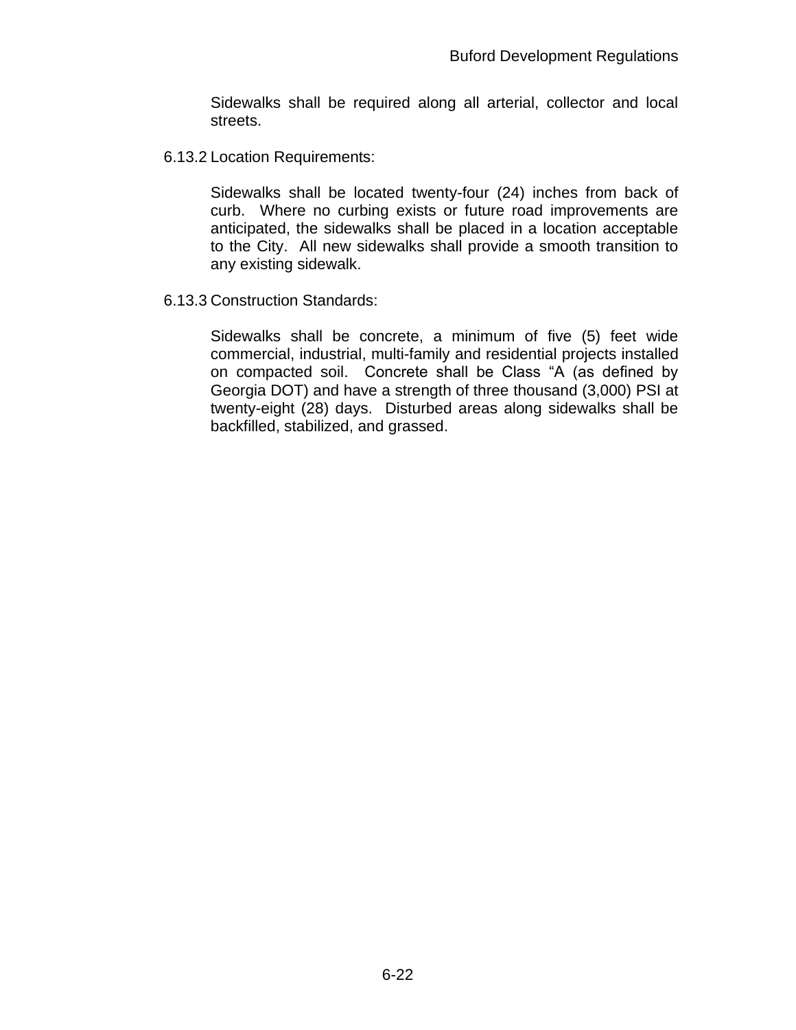Sidewalks shall be required along all arterial, collector and local streets.

6.13.2 Location Requirements:

Sidewalks shall be located twenty-four (24) inches from back of curb. Where no curbing exists or future road improvements are anticipated, the sidewalks shall be placed in a location acceptable to the City. All new sidewalks shall provide a smooth transition to any existing sidewalk.

6.13.3 Construction Standards:

Sidewalks shall be concrete, a minimum of five (5) feet wide commercial, industrial, multi-family and residential projects installed on compacted soil. Concrete shall be Class “A (as defined by Georgia DOT) and have a strength of three thousand (3,000) PSI at twenty-eight (28) days. Disturbed areas along sidewalks shall be backfilled, stabilized, and grassed.